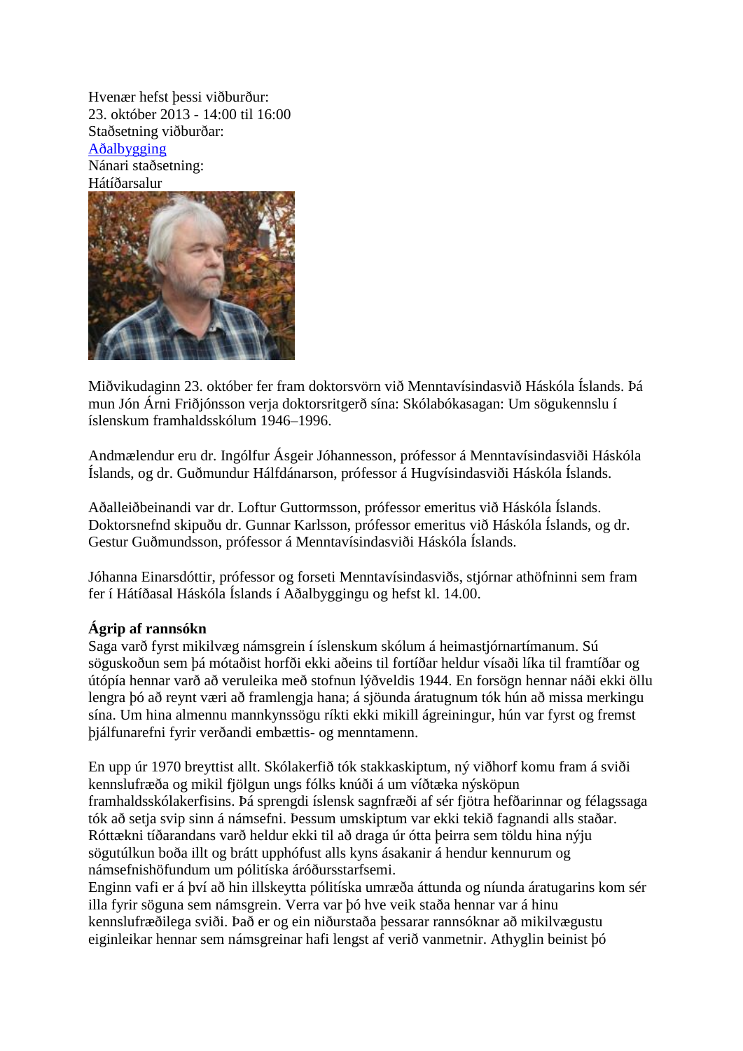Hvenær hefst þessi viðburður:
23. október 2013 - 14:00 til 16:00
Staðsetning viðburðar:
[Aðalbygging]
Nánari staðsetning:
Hátíðarsalur

Miðvikudaginn 23. október fer fram doktorsvörn við Menntavísindasvið Háskóla Íslands. Þá mun Jón Árni Friðjónsson verja doktorsritgerð sína: Skólabókasagan: Um sögukennslu í íslenskum framhaldsskólum 1946–1996.

Andmælendur eru dr. Ingólfur Ásgeir Jóhannesson, prófessor á Menntavísindasviði Háskóla Íslands, og dr. Guðmundur Hálfdánarson, prófessor á Hugvísindasviði Háskóla Íslands.

Aðalleiðbeinandi var dr. Loftur Guttormsson, prófessor emeritus við Háskóla Íslands. Doktorsnefnd skipuðu dr. Gunnar Karlsson, prófessor emeritus við Háskóla Íslands, og dr. Gestur Guðmundsson, prófessor á Menntavísindasviði Háskóla Íslands.

Jóhanna Einarsdóttir, prófessor og forseti Menntavísindasviðs, stjórnar athöfninni sem fram fer í Hátíðasal Háskóla Íslands í Aðalbyggingu og hefst kl. 14.00.

**Ágrip af rannsókn**

Saga varð fyrst mikilvæg námsgrein í íslenskum skólum á heimastjórnartímanum. Sú söguskoðun sem þá mótaðist horfði ekki aðeins til fortíðar heldur vísaði líka til framtíðar og útópía hennar varð að veruleika með stofnun lýðveldis 1944. En forsögn hennar náði ekki öllu lengra þó að reynt væri að framlengja hana; á sjöunda áratugnum tók hún að missa merkingu sína. Um hina almennu mannkynssögu ríkti ekki mikill ágreiningur, hún var fyrst og fremst þjálfunarefni fyrir verðandi embættis- og menntamenn.

En upp úr 1970 breyttist allt. Skólakerfið tók stakkaskiptum, ný viðhorf komu fram á sviði kennslufræða og mikil fjölgun ungs fólks knúði á um víðtæka nýsköpun framhaldsskólakerfisins. Þá sprengdi íslensk sagnfræði af sér fjötra hefðarinnar og félagssaga tók að setja svip sinn á námsefni. Þessum umskiptum var ekki tekið fagnandi alls staðar. Róttækni tíðarandans varð heldur ekki til að draga úr ótta þeirra sem töldu hina nýju sögutúlkun boða illt og brátt upphófust alls kyns ásakanir á hendur kennurum og námsefnishöfundum um pólitíska áróðursstarfsemi.
Enginn vafi er á því að hin illskeytta pólitíska umræða áttunda og níunda áratugarins kom sér illa fyrir söguna sem námsgrein. Verra var þó hve veik staða hennar var á hinu kennslufræðilega sviði. Það er og ein niðurstaða þessarar rannsóknar að mikilvægustu eiginleikar hennar sem námsgreinar hafi lengst af verið vanmetnir. Athyglin beinist þó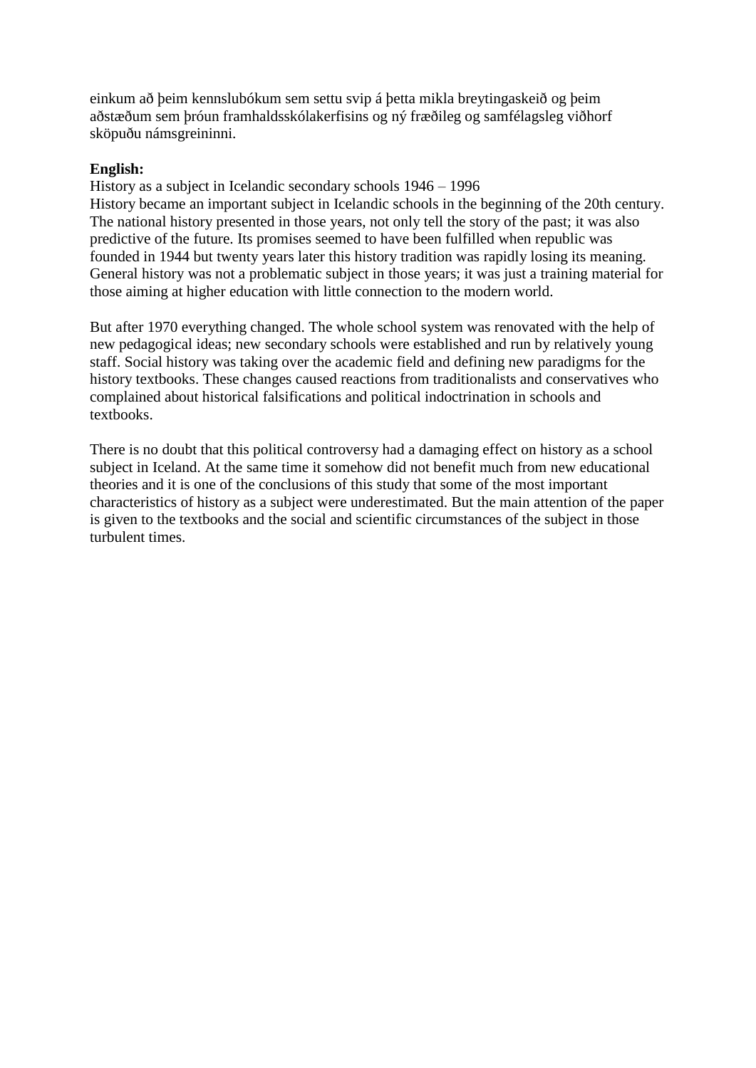einkum að þeim kennslubókum sem settu svip á þetta mikla breytingaskeið og þeim aðstæðum sem þróun framhaldsskólakerfisins og ný fræðileg og samfélagsleg viðhorf sköpuðu námsgreininni.

**English:**

History as a subject in Icelandic secondary schools 1946 – 1996

History became an important subject in Icelandic schools in the beginning of the 20th century. The national history presented in those years, not only tell the story of the past; it was also predictive of the future. Its promises seemed to have been fulfilled when republic was founded in 1944 but twenty years later this history tradition was rapidly losing its meaning. General history was not a problematic subject in those years; it was just a training material for those aiming at higher education with little connection to the modern world.

But after 1970 everything changed. The whole school system was renovated with the help of new pedagogical ideas; new secondary schools were established and run by relatively young staff. Social history was taking over the academic field and defining new paradigms for the history textbooks. These changes caused reactions from traditionalists and conservatives who complained about historical falsifications and political indoctrination in schools and textbooks.

There is no doubt that this political controversy had a damaging effect on history as a school subject in Iceland. At the same time it somehow did not benefit much from new educational theories and it is one of the conclusions of this study that some of the most important characteristics of history as a subject were underestimated. But the main attention of the paper is given to the textbooks and the social and scientific circumstances of the subject in those turbulent times.